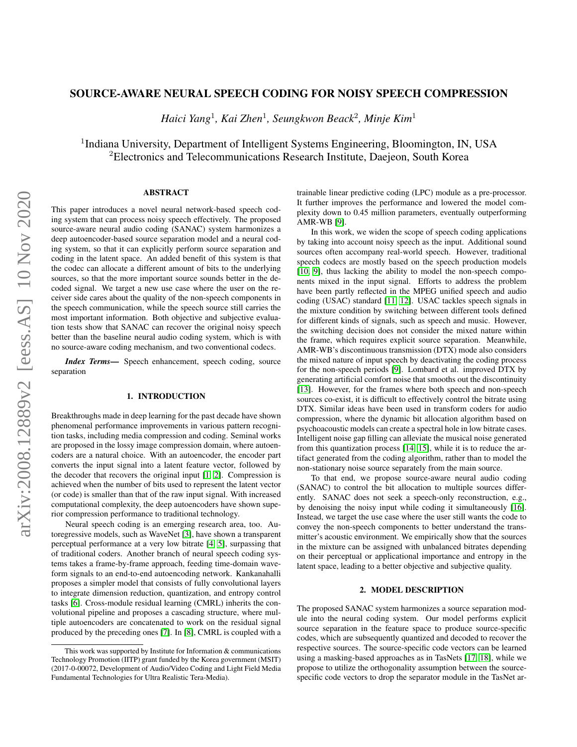# SOURCE-AWARE NEURAL SPEECH CODING FOR NOISY SPEECH COMPRESSION

*Haici Yang*[1], *Kai Zhen*[1], *Seungkwon Beack*[2], *Minje Kim*[1]

[1]Indiana University, Department of Intelligent Systems Engineering, Bloomington, IN, USA
[2]Electronics and Telecommunications Research Institute, Daejeon, South Korea

## ABSTRACT

This paper introduces a novel neural network-based speech coding system that can process noisy speech effectively. The proposed source-aware neural audio coding (SANAC) system harmonizes a deep autoencoder-based source separation model and a neural coding system, so that it can explicitly perform source separation and coding in the latent space. An added benefit of this system is that the codec can allocate a different amount of bits to the underlying sources, so that the more important source sounds better in the decoded signal. We target a new use case where the user on the receiver side cares about the quality of the non-speech components in the speech communication, while the speech source still carries the most important information. Both objective and subjective evaluation tests show that SANAC can recover the original noisy speech better than the baseline neural audio coding system, which is with no source-aware coding mechanism, and two conventional codecs.

***Index Terms*—** Speech enhancement, speech coding, source separation

## 1. INTRODUCTION

Breakthroughs made in deep learning for the past decade have shown phenomenal performance improvements in various pattern recognition tasks, including media compression and coding. Seminal works are proposed in the lossy image compression domain, where autoencoders are a natural choice. With an autoencoder, the encoder part converts the input signal into a latent feature vector, followed by the decoder that recovers the original input [1, 2]. Compression is achieved when the number of bits used to represent the latent vector (or code) is smaller than that of the raw input signal. With increased computational complexity, the deep autoencoders have shown superior compression performance to traditional technology.

Neural speech coding is an emerging research area, too. Autoregressive models, such as WaveNet [3], have shown a transparent perceptual performance at a very low bitrate [4, 5], surpassing that of traditional coders. Another branch of neural speech coding systems takes a frame-by-frame approach, feeding time-domain waveform signals to an end-to-end autoencoding network. Kankanahalli proposes a simpler model that consists of fully convolutional layers to integrate dimension reduction, quantization, and entropy control tasks [6]. Cross-module residual learning (CMRL) inherits the convolutional pipeline and proposes a cascading structure, where multiple autoencoders are concatenated to work on the residual signal produced by the preceding ones [7]. In [8], CMRL is coupled with a trainable linear predictive coding (LPC) module as a pre-processor. It further improves the performance and lowered the model complexity down to 0.45 million parameters, eventually outperforming AMR-WB [9].

In this work, we widen the scope of speech coding applications by taking into account noisy speech as the input. Additional sound sources often accompany real-world speech. However, traditional speech codecs are mostly based on the speech production models [10, 9], thus lacking the ability to model the non-speech components mixed in the input signal. Efforts to address the problem have been partly reflected in the MPEG unified speech and audio coding (USAC) standard [11, 12]. USAC tackles speech signals in the mixture condition by switching between different tools defined for different kinds of signals, such as speech and music. However, the switching decision does not consider the mixed nature within the frame, which requires explicit source separation. Meanwhile, AMR-WB's discontinuous transmission (DTX) mode also considers the mixed nature of input speech by deactivating the coding process for the non-speech periods [9]. Lombard et al. improved DTX by generating artificial comfort noise that smooths out the discontinuity [13]. However, for the frames where both speech and non-speech sources co-exist, it is difficult to effectively control the bitrate using DTX. Similar ideas have been used in transform coders for audio compression, where the dynamic bit allocation algorithm based on psychoacoustic models can create a spectral hole in low bitrate cases. Intelligent noise gap filling can alleviate the musical noise generated from this quantization process [14, 15], while it is to reduce the artifact generated from the coding algorithm, rather than to model the non-stationary noise source separately from the main source.

To that end, we propose source-aware neural audio coding (SANAC) to control the bit allocation to multiple sources differently. SANAC does not seek a speech-only reconstruction, e.g., by denoising the noisy input while coding it simultaneously [16]. Instead, we target the use case where the user still wants the code to convey the non-speech components to better understand the transmitter's acoustic environment. We empirically show that the sources in the mixture can be assigned with unbalanced bitrates depending on their perceptual or applicational importance and entropy in the latent space, leading to a better objective and subjective quality.

## 2. MODEL DESCRIPTION

The proposed SANAC system harmonizes a source separation module into the neural coding system. Our model performs explicit source separation in the feature space to produce source-specific codes, which are subsequently quantized and decoded to recover the respective sources. The source-specific code vectors can be learned using a masking-based approaches as in TasNets [17, 18], while we propose to utilize the orthogonality assumption between the source-specific code vectors to drop the separator module in the TasNet ar-

This work was supported by Institute for Information & communications Technology Promotion (IITP) grant funded by the Korea government (MSIT) (2017-0-00072, Development of Audio/Video Coding and Light Field Media Fundamental Technologies for Ultra Realistic Tera-Media).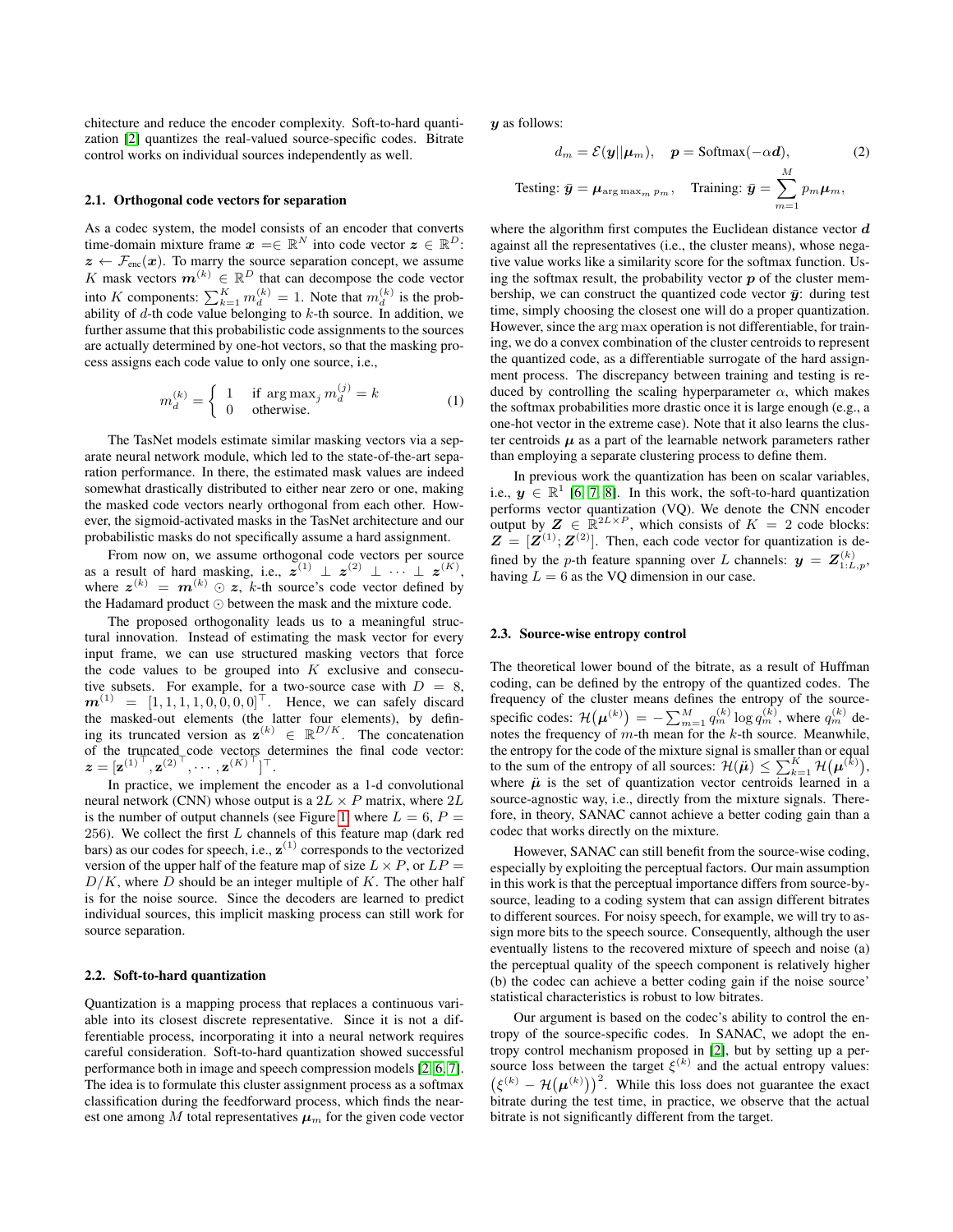chitecture and reduce the encoder complexity. Soft-to-hard quantization [2] quantizes the real-valued source-specific codes. Bitrate control works on individual sources independently as well.

### 2.1. Orthogonal code vectors for separation

As a codec system, the model consists of an encoder that converts time-domain mixture frame $\boldsymbol{x} =\in \mathbb{R}^N$ into code vector $\boldsymbol{z} \in \mathbb{R}^D$: $\boldsymbol{z} \leftarrow \mathcal{F}_{\text{enc}}(\boldsymbol{x})$. To marry the source separation concept, we assume $K$ mask vectors $\boldsymbol{m}^{(k)} \in \mathbb{R}^D$ that can decompose the code vector into $K$ components: $\sum_{k=1}^K m_d^{(k)} = 1$. Note that $m_d^{(k)}$ is the probability of $d$-th code value belonging to $k$-th source. In addition, we further assume that this probabilistic code assignments to the sources are actually determined by one-hot vectors, so that the masking process assigns each code value to only one source, i.e.,

$$
m_d^{(k)} = \begin{cases} 1 & \text{if } \arg\max_j m_d^{(j)} = k \\ 0 & \text{otherwise.} \end{cases} \tag{1}
$$

The TasNet models estimate similar masking vectors via a separate neural network module, which led to the state-of-the-art separation performance. In there, the estimated mask values are indeed somewhat drastically distributed to either near zero or one, making the masked code vectors nearly orthogonal from each other. However, the sigmoid-activated masks in the TasNet architecture and our probabilistic masks do not specifically assume a hard assignment.

From now on, we assume orthogonal code vectors per source as a result of hard masking, i.e., $\boldsymbol{z}^{(1)} \perp \boldsymbol{z}^{(2)} \perp \cdots \perp \boldsymbol{z}^{(K)}$, where $\boldsymbol{z}^{(k)} = \boldsymbol{m}^{(k)} \odot \boldsymbol{z}$, $k$-th source's code vector defined by the Hadamard product $\odot$ between the mask and the mixture code.

The proposed orthogonality leads us to a meaningful structural innovation. Instead of estimating the mask vector for every input frame, we can use structured masking vectors that force the code values to be grouped into $K$ exclusive and consecutive subsets. For example, for a two-source case with $D = 8$, $\boldsymbol{m}^{(1)} = [1, 1, 1, 1, 0, 0, 0, 0]^\top$. Hence, we can safely discard the masked-out elements (the latter four elements), by defining its truncated version as $\mathbf{z}^{(k)} \in \mathbb{R}^{D/K}$. The concatenation of the truncated code vectors determines the final code vector: $\boldsymbol{z} = [\mathbf{z}^{(1)\top}, \mathbf{z}^{(2)\top}, \cdots, \mathbf{z}^{(K)\top}]^\top$.

In practice, we implement the encoder as a 1-d convolutional neural network (CNN) whose output is a $2L \times P$ matrix, where $2L$ is the number of output channels (see Figure 1 where $L = 6$, $P = 256$). We collect the first $L$ channels of this feature map (dark red bars) as our codes for speech, i.e., $\mathbf{z}^{(1)}$ corresponds to the vectorized version of the upper half of the feature map of size $L \times P$, or $LP = D/K$, where $D$ should be an integer multiple of $K$. The other half is for the noise source. Since the decoders are learned to predict individual sources, this implicit masking process can still work for source separation.

### 2.2. Soft-to-hard quantization

Quantization is a mapping process that replaces a continuous variable into its closest discrete representative. Since it is not a differentiable process, incorporating it into a neural network requires careful consideration. Soft-to-hard quantization showed successful performance both in image and speech compression models [2, 6, 7]. The idea is to formulate this cluster assignment process as a softmax classification during the feedforward process, which finds the nearest one among $M$ total representatives $\boldsymbol{\mu}_m$ for the given code vector $\boldsymbol{y}$ as follows:

$$
d_m = \mathcal{E}(\boldsymbol{y}||\boldsymbol{\mu}_m), \quad \boldsymbol{p} = \text{Softmax}(-\alpha \boldsymbol{d}), \tag{2}
$$

$$
\text{Testing: } \bar{\boldsymbol{y}} = \boldsymbol{\mu}_{\arg\max_m p_m}, \quad \text{Training: } \bar{\boldsymbol{y}} = \sum_{m=1}^{M} p_m \boldsymbol{\mu}_m,
$$

where the algorithm first computes the Euclidean distance vector $\boldsymbol{d}$ against all the representatives (i.e., the cluster means), whose negative value works like a similarity score for the softmax function. Using the softmax result, the probability vector $\boldsymbol{p}$ of the cluster membership, we can construct the quantized code vector $\bar{\boldsymbol{y}}$: during test time, simply choosing the closest one will do a proper quantization. However, since the $\arg\max$ operation is not differentiable, for training, we do a convex combination of the cluster centroids to represent the quantized code, as a differentiable surrogate of the hard assignment process. The discrepancy between training and testing is reduced by controlling the scaling hyperparameter $\alpha$, which makes the softmax probabilities more drastic once it is large enough (e.g., a one-hot vector in the extreme case). Note that it also learns the cluster centroids $\boldsymbol{\mu}$ as a part of the learnable network parameters rather than employing a separate clustering process to define them.

In previous work the quantization has been on scalar variables, i.e., $\boldsymbol{y} \in \mathbb{R}^1$ [6, 7, 8]. In this work, the soft-to-hard quantization performs vector quantization (VQ). We denote the CNN encoder output by $\boldsymbol{Z} \in \mathbb{R}^{2L \times P}$, which consists of $K = 2$ code blocks: $\boldsymbol{Z} = [\boldsymbol{Z}^{(1)}; \boldsymbol{Z}^{(2)}]$. Then, each code vector for quantization is defined by the $p$-th feature spanning over $L$ channels: $\boldsymbol{y} = \boldsymbol{Z}^{(k)}_{1:L,p}$, having $L = 6$ as the VQ dimension in our case.

### 2.3. Source-wise entropy control

The theoretical lower bound of the bitrate, as a result of Huffman coding, can be defined by the entropy of the quantized codes. The frequency of the cluster means defines the entropy of the source-specific codes: $\mathcal{H}(\boldsymbol{\mu}^{(k)}) = -\sum_{m=1}^{M} q_m^{(k)} \log q_m^{(k)}$, where $q_m^{(k)}$ denotes the frequency of $m$-th mean for the $k$-th source. Meanwhile, the entropy for the code of the mixture signal is smaller than or equal to the sum of the entropy of all sources: $\mathcal{H}(\ddot{\boldsymbol{\mu}}) \leq \sum_{k=1}^{K} \mathcal{H}(\boldsymbol{\mu}^{(k)})$, where $\ddot{\boldsymbol{\mu}}$ is the set of quantization vector centroids learned in a source-agnostic way, i.e., directly from the mixture signals. Therefore, in theory, SANAC cannot achieve a better coding gain than a codec that works directly on the mixture.

However, SANAC can still benefit from the source-wise coding, especially by exploiting the perceptual factors. Our main assumption in this work is that the perceptual importance differs from source-by-source, leading to a coding system that can assign different bitrates to different sources. For noisy speech, for example, we will try to assign more bits to the speech source. Consequently, although the user eventually listens to the recovered mixture of speech and noise (a) the perceptual quality of the speech component is relatively higher (b) the codec can achieve a better coding gain if the noise source' statistical characteristics is robust to low bitrates.

Our argument is based on the codec's ability to control the entropy of the source-specific codes. In SANAC, we adopt the entropy control mechanism proposed in [2], but by setting up a per-source loss between the target $\xi^{(k)}$ and the actual entropy values: $\left(\xi^{(k)} - \mathcal{H}(\boldsymbol{\mu}^{(k)})\right)^2$. While this loss does not guarantee the exact bitrate during the test time, in practice, we observe that the actual bitrate is not significantly different from the target.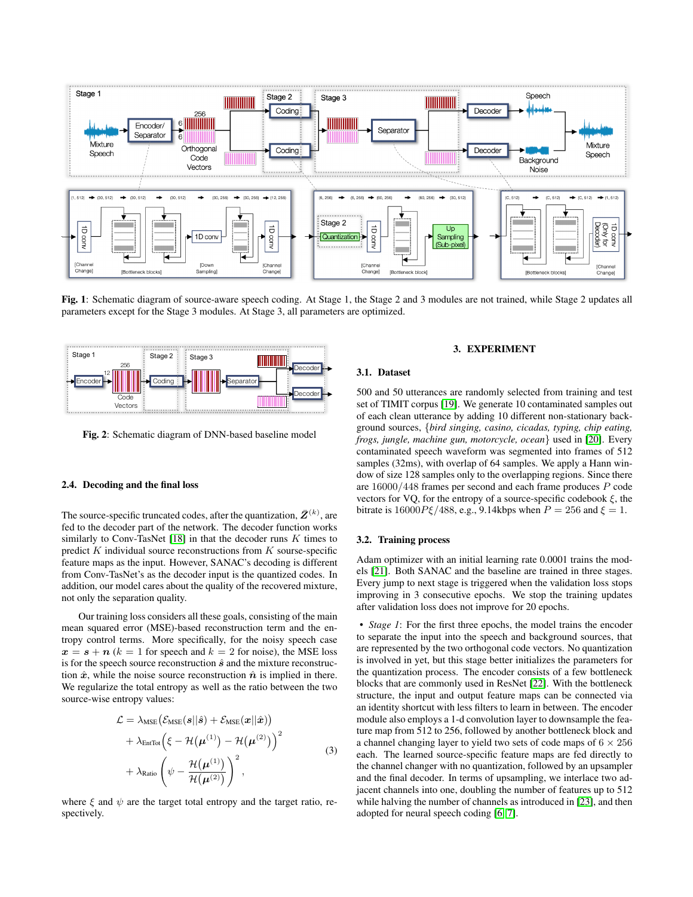**Fig. 1**: Schematic diagram of source-aware speech coding. At Stage 1, the Stage 2 and 3 modules are not trained, while Stage 2 updates all parameters except for the Stage 3 modules. At Stage 3, all parameters are optimized.

**Fig. 2**: Schematic diagram of DNN-based baseline model

### 2.4. Decoding and the final loss

The source-specific truncated codes, after the quantization, $\bar{\boldsymbol{Z}}^{(k)}$, are fed to the decoder part of the network. The decoder function works similarly to Conv-TasNet [18] in that the decoder runs $K$ times to predict $K$ individual source reconstructions from $K$ sourse-specific feature maps as the input. However, SANAC's decoding is different from Conv-TasNet's as the decoder input is the quantized codes. In addition, our model cares about the quality of the recovered mixture, not only the separation quality.

Our training loss considers all these goals, consisting of the main mean squared error (MSE)-based reconstruction term and the entropy control terms. More specifically, for the noisy speech case $\boldsymbol{x} = \boldsymbol{s} + \boldsymbol{n}$ ($k = 1$ for speech and $k = 2$ for noise), the MSE loss is for the speech source reconstruction $\hat{\boldsymbol{s}}$ and the mixture reconstruction $\hat{\boldsymbol{x}}$, while the noise source reconstruction $\hat{\boldsymbol{n}}$ is implied in there. We regularize the total entropy as well as the ratio between the two source-wise entropy values:

$$
\begin{aligned}
\mathcal{L} &= \lambda_{\text{MSE}}\big(\mathcal{E}_{\text{MSE}}(\boldsymbol{s}||\hat{\boldsymbol{s}}) + \mathcal{E}_{\text{MSE}}(\boldsymbol{x}||\hat{\boldsymbol{x}})\big) \\
&+ \lambda_{\text{EntTot}}\Big(\xi - \mathcal{H}(\boldsymbol{\mu}^{(1)}) - \mathcal{H}(\boldsymbol{\mu}^{(2)})\Big)^2 \\
&+ \lambda_{\text{Ratio}}\left(\psi - \frac{\mathcal{H}(\boldsymbol{\mu}^{(1)})}{\mathcal{H}(\boldsymbol{\mu}^{(2)})}\right)^2,
\end{aligned}
\tag{3}
$$

where $\xi$ and $\psi$ are the target total entropy and the target ratio, respectively.

## 3. EXPERIMENT

### 3.1. Dataset

500 and 50 utterances are randomly selected from training and test set of TIMIT corpus [19]. We generate 10 contaminated samples out of each clean utterance by adding 10 different non-stationary background sources, {*bird singing, casino, cicadas, typing, chip eating, frogs, jungle, machine gun, motorcycle, ocean*} used in [20]. Every contaminated speech waveform was segmented into frames of 512 samples (32ms), with overlap of 64 samples. We apply a Hann window of size 128 samples only to the overlapping regions. Since there are $16000/448$ frames per second and each frame produces $P$ code vectors for VQ, for the entropy of a source-specific codebook $\xi$, the bitrate is $16000P\xi/488$, e.g., 9.14kbps when $P = 256$ and $\xi = 1$.

### 3.2. Training process

Adam optimizer with an initial learning rate 0.0001 trains the models [21]. Both SANAC and the baseline are trained in three stages. Every jump to next stage is triggered when the validation loss stops improving in 3 consecutive epochs. We stop the training updates after validation loss does not improve for 20 epochs.

- *Stage 1*: For the first three epochs, the model trains the encoder to separate the input into the speech and background sources, that are represented by the two orthogonal code vectors. No quantization is involved in yet, but this stage better initializes the parameters for the quantization process. The encoder consists of a few bottleneck blocks that are commonly used in ResNet [22]. With the bottleneck structure, the input and output feature maps can be connected via an identity shortcut with less filters to learn in between. The encoder module also employs a 1-d convolution layer to downsample the feature map from 512 to 256, followed by another bottleneck block and a channel changing layer to yield two sets of code maps of $6 \times 256$ each. The learned source-specific feature maps are fed directly to the channel changer with no quantization, followed by an upsampler and the final decoder. In terms of upsampling, we interlace two adjacent channels into one, doubling the number of features up to 512 while halving the number of channels as introduced in [23], and then adopted for neural speech coding [6, 7].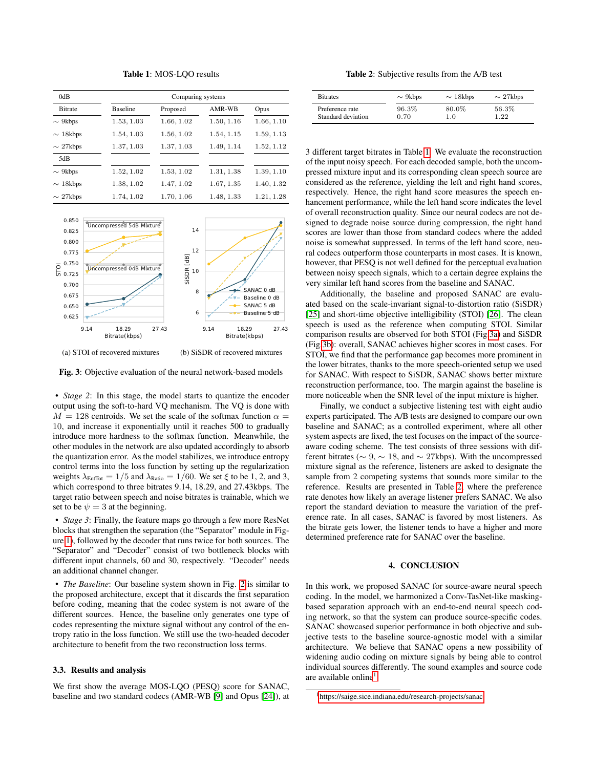**Table 1**: MOS-LQO results

| 0dB | Comparing systems | | | |
|---|---|---|---|---|
| Bitrate | Baseline | Proposed | AMR-WB | Opus |
| ∼ 9kbps | 1.53, 1.03 | 1.66, 1.02 | 1.50, 1.16 | 1.66, 1.10 |
| ∼ 18kbps | 1.54, 1.03 | 1.56, 1.02 | 1.54, 1.15 | 1.59, 1.13 |
| ∼ 27kbps | 1.37, 1.03 | 1.37, 1.03 | 1.49, 1.14 | 1.52, 1.12 |
| 5dB | | | | |
| ∼ 9kbps | 1.52, 1.02 | 1.53, 1.02 | 1.31, 1.38 | 1.39, 1.10 |
| ∼ 18kbps | 1.38, 1.02 | 1.47, 1.02 | 1.67, 1.35 | 1.40, 1.32 |
| ∼ 27kbps | 1.74, 1.02 | 1.70, 1.06 | 1.48, 1.33 | 1.21, 1.28 |

(a) STOI of recovered mixtures

(b) SiSDR of recovered mixtures

**Fig. 3**: Objective evaluation of the neural network-based models

- *Stage 2*: In this stage, the model starts to quantize the encoder output using the soft-to-hard VQ mechanism. The VQ is done with $M = 128$ centroids. We set the scale of the softmax function $\alpha = 10$, and increase it exponentially until it reaches 500 to gradually introduce more hardness to the softmax function. Meanwhile, the other modules in the network are also updated accordingly to absorb the quantization error. As the model stabilizes, we introduce entropy control terms into the loss function by setting up the regularization weights $\lambda_{\text{EntTot}} = 1/5$ and $\lambda_{\text{Ratio}} = 1/60$. We set $\xi$ to be 1, 2, and 3, which correspond to three bitrates 9.14, 18.29, and 27.43kbps. The target ratio between speech and noise bitrates is trainable, which we set to be $\psi = 3$ at the beginning.
- *Stage 3*: Finally, the feature maps go through a few more ResNet blocks that strengthen the separation (the "Separator" module in Figure 1), followed by the decoder that runs twice for both sources. The "Separator" and "Decoder" consist of two bottleneck blocks with different input channels, 60 and 30, respectively. "Decoder" needs an additional channel changer.
- *The Baseline*: Our baseline system shown in Fig. 2 is similar to the proposed architecture, except that it discards the first separation before coding, meaning that the codec system is not aware of the different sources. Hence, the baseline only generates one type of codes representing the mixture signal without any control of the entropy ratio in the loss function. We still use the two-headed decoder architecture to benefit from the two reconstruction loss terms.

### 3.3. Results and analysis

We first show the average MOS-LQO (PESQ) score for SANAC, baseline and two standard codecs (AMR-WB [9] and Opus [24]), at 3 different target bitrates in Table 1. We evaluate the reconstruction of the input noisy speech. For each decoded sample, both the uncompressed mixture input and its corresponding clean speech source are considered as the reference, yielding the left and right hand scores, respectively. Hence, the right hand score measures the speech enhancement performance, while the left hand score indicates the level of overall reconstruction quality. Since our neural codecs are not designed to degrade noise source during compression, the right hand scores are lower than those from standard codecs where the added noise is somewhat suppressed. In terms of the left hand score, neural codecs outperform those counterparts in most cases. It is known, however, that PESQ is not well defined for the perceptual evaluation between noisy speech signals, which to a certain degree explains the very similar left hand scores from the baseline and SANAC.

Additionally, the baseline and proposed SANAC are evaluated based on the scale-invariant signal-to-distortion ratio (SiSDR) [25] and short-time objective intelligibility (STOI) [26]. The clean speech is used as the reference when computing STOI. Similar comparison results are observed for both STOI (Fig 3a) and SiSDR (Fig 3b): overall, SANAC achieves higher scores in most cases. For STOI, we find that the performance gap becomes more prominent in the lower bitrates, thanks to the more speech-oriented setup we used for SANAC. With respect to SiSDR, SANAC shows better mixture reconstruction performance, too. The margin against the baseline is more noticeable when the SNR level of the input mixture is higher.

Finally, we conduct a subjective listening test with eight audio experts participated. The A/B tests are designed to compare our own baseline and SANAC; as a controlled experiment, where all other system aspects are fixed, the test focuses on the impact of the source-aware coding scheme. The test consists of three sessions with different bitrates (∼ 9, ∼ 18, and ∼ 27kbps). With the uncompressed mixture signal as the reference, listeners are asked to designate the sample from 2 competing systems that sounds more similar to the reference. Results are presented in Table 2, where the preference rate denotes how likely an average listener prefers SANAC. We also report the standard deviation to measure the variation of the preference rate. In all cases, SANAC is favored by most listeners. As the bitrate gets lower, the listener tends to have a higher and more determined preference rate for SANAC over the baseline.

**Table 2**: Subjective results from the A/B test

| Bitrates | ∼ 9kbps | ∼ 18kbps | ∼ 27kbps |
|---|---|---|---|
| Preference rate | 96.3% | 80.0% | 56.3% |
| Standard deviation | 0.70 | 1.0 | 1.22 |

## 4. CONCLUSION

In this work, we proposed SANAC for source-aware neural speech coding. In the model, we harmonized a Conv-TasNet-like masking-based separation approach with an end-to-end neural speech coding network, so that the system can produce source-specific codes. SANAC showcased superior performance in both objective and subjective tests to the baseline source-agnostic model with a similar architecture. We believe that SANAC opens a new possibility of widening audio coding on mixture signals by being able to control individual sources differently. The sound examples and source code are available online[1].

[1] https://saige.sice.indiana.edu/research-projects/sanac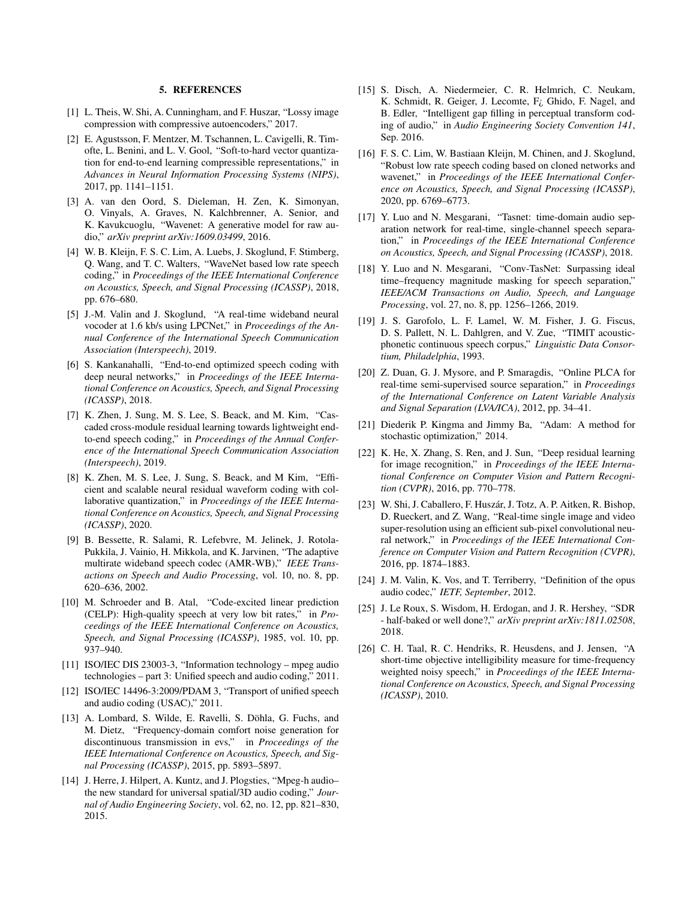## 5. REFERENCES

[1] L. Theis, W. Shi, A. Cunningham, and F. Huszar, "Lossy image compression with compressive autoencoders," 2017.

[2] E. Agustsson, F. Mentzer, M. Tschannen, L. Cavigelli, R. Timofte, L. Benini, and L. V. Gool, "Soft-to-hard vector quantization for end-to-end learning compressible representations," in *Advances in Neural Information Processing Systems (NIPS)*, 2017, pp. 1141–1151.

[3] A. van den Oord, S. Dieleman, H. Zen, K. Simonyan, O. Vinyals, A. Graves, N. Kalchbrenner, A. Senior, and K. Kavukcuoglu, "Wavenet: A generative model for raw audio," *arXiv preprint arXiv:1609.03499*, 2016.

[4] W. B. Kleijn, F. S. C. Lim, A. Luebs, J. Skoglund, F. Stimberg, Q. Wang, and T. C. Walters, "WaveNet based low rate speech coding," in *Proceedings of the IEEE International Conference on Acoustics, Speech, and Signal Processing (ICASSP)*, 2018, pp. 676–680.

[5] J.-M. Valin and J. Skoglund, "A real-time wideband neural vocoder at 1.6 kb/s using LPCNet," in *Proceedings of the Annual Conference of the International Speech Communication Association (Interspeech)*, 2019.

[6] S. Kankanahalli, "End-to-end optimized speech coding with deep neural networks," in *Proceedings of the IEEE International Conference on Acoustics, Speech, and Signal Processing (ICASSP)*, 2018.

[7] K. Zhen, J. Sung, M. S. Lee, S. Beack, and M. Kim, "Cascaded cross-module residual learning towards lightweight end-to-end speech coding," in *Proceedings of the Annual Conference of the International Speech Communication Association (Interspeech)*, 2019.

[8] K. Zhen, M. S. Lee, J. Sung, S. Beack, and M Kim, "Efficient and scalable neural residual waveform coding with collaborative quantization," in *Proceedings of the IEEE International Conference on Acoustics, Speech, and Signal Processing (ICASSP)*, 2020.

[9] B. Bessette, R. Salami, R. Lefebvre, M. Jelinek, J. Rotola-Pukkila, J. Vainio, H. Mikkola, and K. Jarvinen, "The adaptive multirate wideband speech codec (AMR-WB)," *IEEE Transactions on Speech and Audio Processing*, vol. 10, no. 8, pp. 620–636, 2002.

[10] M. Schroeder and B. Atal, "Code-excited linear prediction (CELP): High-quality speech at very low bit rates," in *Proceedings of the IEEE International Conference on Acoustics, Speech, and Signal Processing (ICASSP)*, 1985, vol. 10, pp. 937–940.

[11] ISO/IEC DIS 23003-3, "Information technology – mpeg audio technologies – part 3: Unified speech and audio coding," 2011.

[12] ISO/IEC 14496-3:2009/PDAM 3, "Transport of unified speech and audio coding (USAC)," 2011.

[13] A. Lombard, S. Wilde, E. Ravelli, S. Döhla, G. Fuchs, and M. Dietz, "Frequency-domain comfort noise generation for discontinuous transmission in evs," in *Proceedings of the IEEE International Conference on Acoustics, Speech, and Signal Processing (ICASSP)*, 2015, pp. 5893–5897.

[14] J. Herre, J. Hilpert, A. Kuntz, and J. Plogsties, "Mpeg-h audio–the new standard for universal spatial/3D audio coding," *Journal of Audio Engineering Society*, vol. 62, no. 12, pp. 821–830, 2015.

[15] S. Disch, A. Niedermeier, C. R. Helmrich, C. Neukam, K. Schmidt, R. Geiger, J. Lecomte, F¿ Ghido, F. Nagel, and B. Edler, "Intelligent gap filling in perceptual transform coding of audio," in *Audio Engineering Society Convention 141*, Sep. 2016.

[16] F. S. C. Lim, W. Bastiaan Kleijn, M. Chinen, and J. Skoglund, "Robust low rate speech coding based on cloned networks and wavenet," in *Proceedings of the IEEE International Conference on Acoustics, Speech, and Signal Processing (ICASSP)*, 2020, pp. 6769–6773.

[17] Y. Luo and N. Mesgarani, "Tasnet: time-domain audio separation network for real-time, single-channel speech separation," in *Proceedings of the IEEE International Conference on Acoustics, Speech, and Signal Processing (ICASSP)*, 2018.

[18] Y. Luo and N. Mesgarani, "Conv-TasNet: Surpassing ideal time–frequency magnitude masking for speech separation," *IEEE/ACM Transactions on Audio, Speech, and Language Processing*, vol. 27, no. 8, pp. 1256–1266, 2019.

[19] J. S. Garofolo, L. F. Lamel, W. M. Fisher, J. G. Fiscus, D. S. Pallett, N. L. Dahlgren, and V. Zue, "TIMIT acoustic-phonetic continuous speech corpus," *Linguistic Data Consortium, Philadelphia*, 1993.

[20] Z. Duan, G. J. Mysore, and P. Smaragdis, "Online PLCA for real-time semi-supervised source separation," in *Proceedings of the International Conference on Latent Variable Analysis and Signal Separation (LVA/ICA)*, 2012, pp. 34–41.

[21] Diederik P. Kingma and Jimmy Ba, "Adam: A method for stochastic optimization," 2014.

[22] K. He, X. Zhang, S. Ren, and J. Sun, "Deep residual learning for image recognition," in *Proceedings of the IEEE International Conference on Computer Vision and Pattern Recognition (CVPR)*, 2016, pp. 770–778.

[23] W. Shi, J. Caballero, F. Huszár, J. Totz, A. P. Aitken, R. Bishop, D. Rueckert, and Z. Wang, "Real-time single image and video super-resolution using an efficient sub-pixel convolutional neural network," in *Proceedings of the IEEE International Conference on Computer Vision and Pattern Recognition (CVPR)*, 2016, pp. 1874–1883.

[24] J. M. Valin, K. Vos, and T. Terriberry, "Definition of the opus audio codec," *IETF, September*, 2012.

[25] J. Le Roux, S. Wisdom, H. Erdogan, and J. R. Hershey, "SDR - half-baked or well done?," *arXiv preprint arXiv:1811.02508*, 2018.

[26] C. H. Taal, R. C. Hendriks, R. Heusdens, and J. Jensen, "A short-time objective intelligibility measure for time-frequency weighted noisy speech," in *Proceedings of the IEEE International Conference on Acoustics, Speech, and Signal Processing (ICASSP)*, 2010.